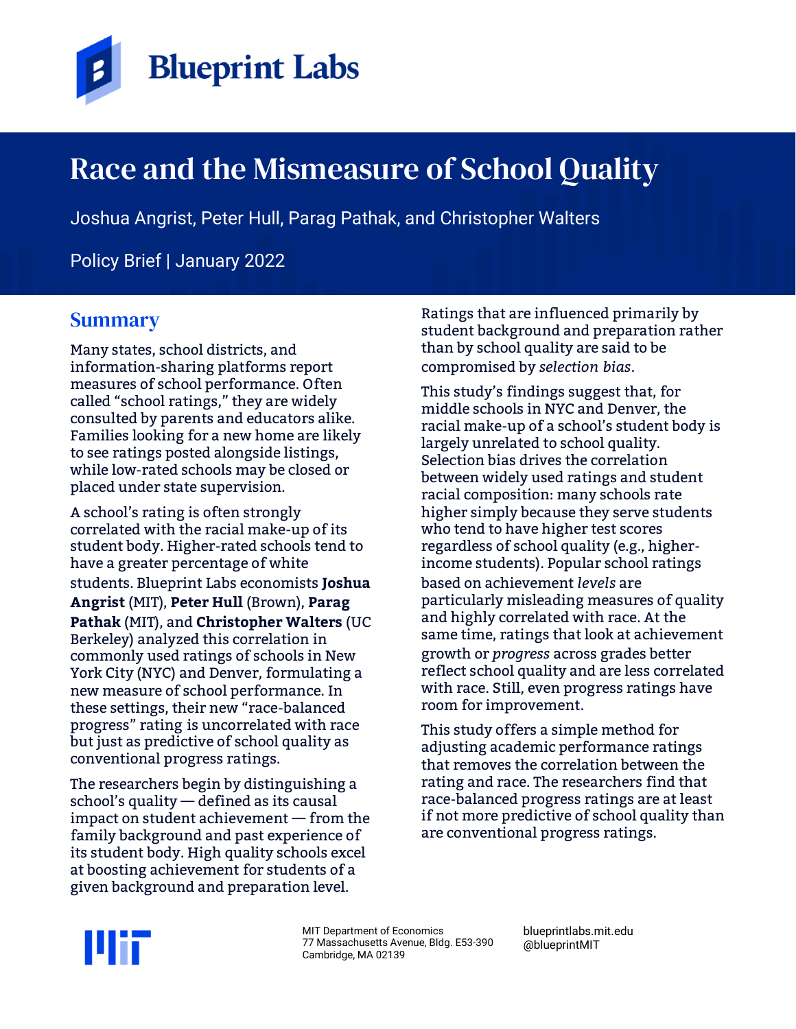# Race and the Mismeasure of School Quality

Joshua Angrist, Peter Hull, Parag Pathak, and Christopher Walters

Policy Brief | January 2022

## Summary

Many states, school districts, and information-sharing platforms report measures of school performance. Often called "school ratings," they are widely consulted by parents and educators alike. Families looking for a new home are likely to see ratings posted alongside listings, while low-rated schools may be closed or placed under state supervision.

A school's rating is often strongly correlated with the racial make-up of its student body. Higher-rated schools tend to have a greater percentage of white students. Blueprint Labs economists **Joshua Angrist** (MIT), **Peter Hull** (Brown), **Parag Pathak** (MIT), and **Christopher Walters** (UC Berkeley) analyzed this correlation in commonly used ratings of schools in New York City (NYC) and Denver, formulating a new measure of school performance. In these settings, their new "race-balanced progress" rating is uncorrelated with race but just as predictive of school quality as conventional progress ratings.

The researchers begin by distinguishing a school's quality — defined as its causal impact on student achievement — from the family background and past experience of its student body. High quality schools excel at boosting achievement for students of a given background and preparation level. Ratings that are influenced primarily by student background and preparation rather than by school quality are said to be compromised by *selection bias*.

This study's findings suggest that, for middle schools in NYC and Denver, the racial make-up of a school's student body is largely unrelated to school quality. Selection bias drives the correlation between widely used ratings and student racial composition: many schools rate higher simply because they serve students who tend to have higher test scores regardless of school quality (e.g., higher-income students). Popular school ratings based on achievement *levels* are particularly misleading measures of quality and highly correlated with race. At the same time, ratings that look at achievement growth or *progress* across grades better reflect school quality and are less correlated with race. Still, even progress ratings have room for improvement.

This study offers a simple method for adjusting academic performance ratings that removes the correlation between the rating and race. The researchers find that race-balanced progress ratings are at least if not more predictive of school quality than are conventional progress ratings.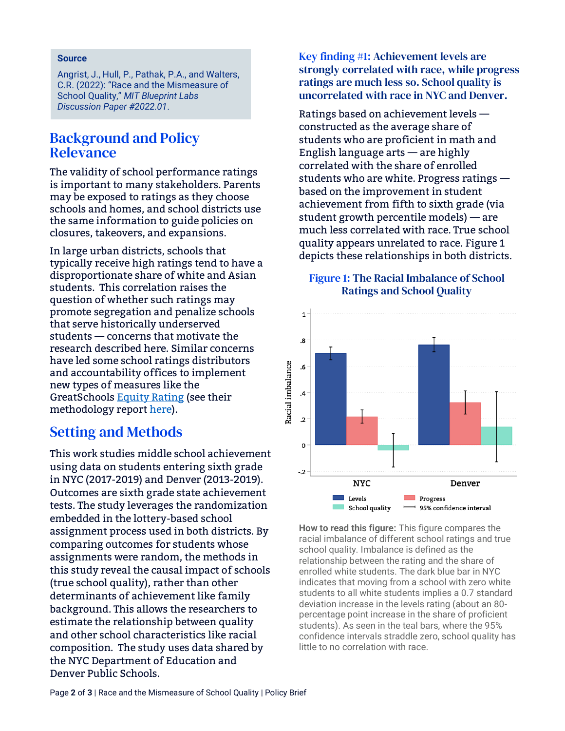**Source**

Angrist, J., Hull, P., Pathak, P.A., and Walters, C.R. (2022): "Race and the Mismeasure of School Quality," *MIT Blueprint Labs Discussion Paper #2022.01*.

## Background and Policy Relevance

The validity of school performance ratings is important to many stakeholders. Parents may be exposed to ratings as they choose schools and homes, and school districts use the same information to guide policies on closures, takeovers, and expansions.

In large urban districts, schools that typically receive high ratings tend to have a disproportionate share of white and Asian students. This correlation raises the question of whether such ratings may promote segregation and penalize schools that serve historically underserved students — concerns that motivate the research described here. Similar concerns have led some school ratings distributors and accountability offices to implement new types of measures like the GreatSchools Equity Rating (see their methodology report here).

## Setting and Methods

This work studies middle school achievement using data on students entering sixth grade in NYC (2017-2019) and Denver (2013-2019). Outcomes are sixth grade state achievement tests. The study leverages the randomization embedded in the lottery-based school assignment process used in both districts. By comparing outcomes for students whose assignments were random, the methods in this study reveal the causal impact of schools (true school quality), rather than other determinants of achievement like family background. This allows the researchers to estimate the relationship between quality and other school characteristics like racial composition. The study uses data shared by the NYC Department of Education and Denver Public Schools.

### Key finding #1: Achievement levels are strongly correlated with race, while progress ratings are much less so. School quality is uncorrelated with race in NYC and Denver.

Ratings based on achievement levels — constructed as the average share of students who are proficient in math and English language arts — are highly correlated with the share of enrolled students who are white. Progress ratings — based on the improvement in student achievement from fifth to sixth grade (via student growth percentile models) — are much less correlated with race. True school quality appears unrelated to race. Figure 1 depicts these relationships in both districts.

**Figure 1: The Racial Imbalance of School Ratings and School Quality**

**How to read this figure:** This figure compares the racial imbalance of different school ratings and true school quality. Imbalance is defined as the relationship between the rating and the share of enrolled white students. The dark blue bar in NYC indicates that moving from a school with zero white students to all white students implies a 0.7 standard deviation increase in the levels rating (about an 80-percentage point increase in the share of proficient students). As seen in the teal bars, where the 95% confidence intervals straddle zero, school quality has little to no correlation with race.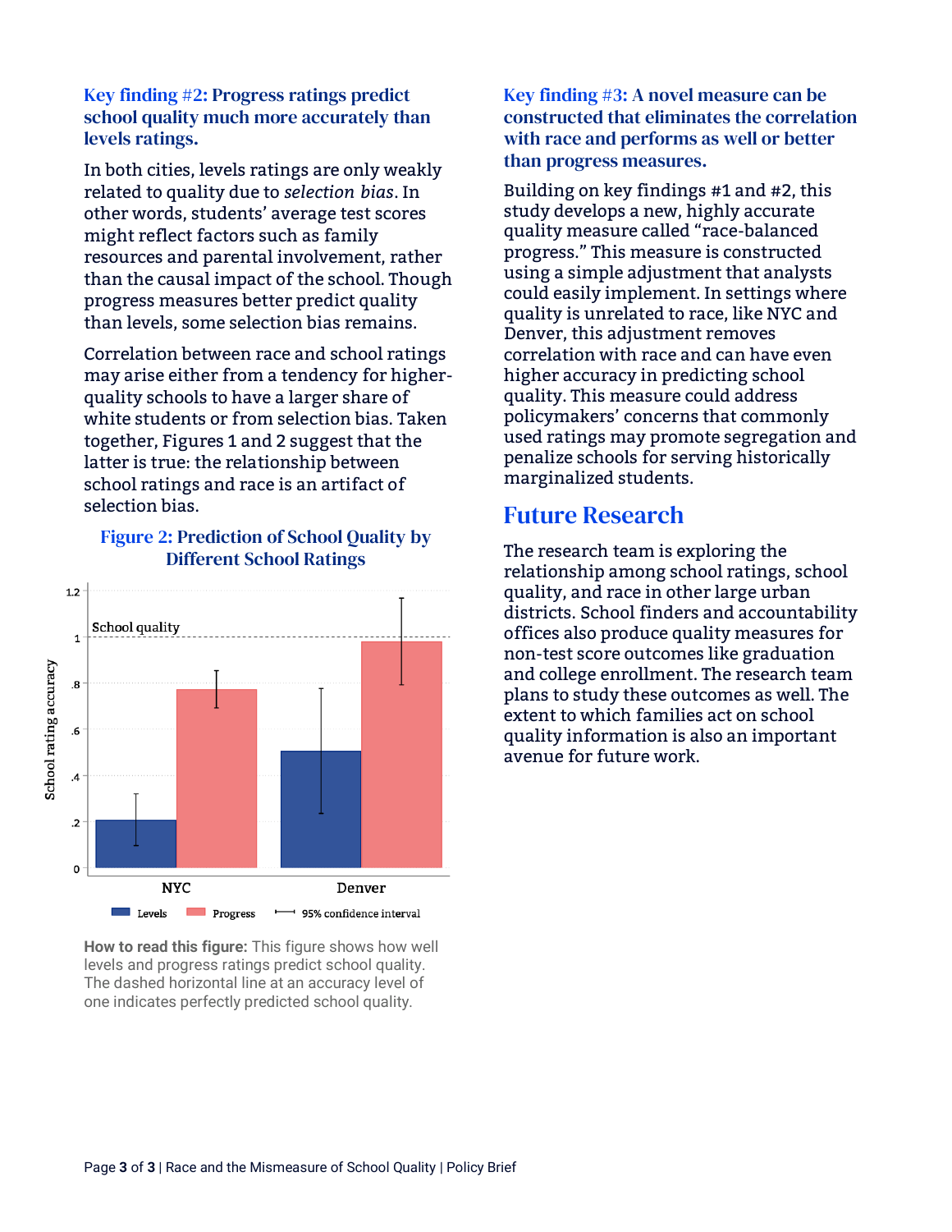### Key finding #2: Progress ratings predict school quality much more accurately than levels ratings.

In both cities, levels ratings are only weakly related to quality due to *selection bias*. In other words, students' average test scores might reflect factors such as family resources and parental involvement, rather than the causal impact of the school. Though progress measures better predict quality than levels, some selection bias remains.

Correlation between race and school ratings may arise either from a tendency for higher-quality schools to have a larger share of white students or from selection bias. Taken together, Figures 1 and 2 suggest that the latter is true: the relationship between school ratings and race is an artifact of selection bias.

**Figure 2: Prediction of School Quality by Different School Ratings**

School rating accuracy

1.2
1
.8
.6
.4
.2
0

School quality

NYC

Denver

Levels

Progress

95% confidence interval

**How to read this figure:** This figure shows how well levels and progress ratings predict school quality. The dashed horizontal line at an accuracy level of one indicates perfectly predicted school quality.

### Key finding #3: A novel measure can be constructed that eliminates the correlation with race and performs as well or better than progress measures.

Building on key findings #1 and #2, this study develops a new, highly accurate quality measure called "race-balanced progress." This measure is constructed using a simple adjustment that analysts could easily implement. In settings where quality is unrelated to race, like NYC and Denver, this adjustment removes correlation with race and can have even higher accuracy in predicting school quality. This measure could address policymakers' concerns that commonly used ratings may promote segregation and penalize schools for serving historically marginalized students.

## Future Research

The research team is exploring the relationship among school ratings, school quality, and race in other large urban districts. School finders and accountability offices also produce quality measures for non-test score outcomes like graduation and college enrollment. The research team plans to study these outcomes as well. The extent to which families act on school quality information is also an important avenue for future work.